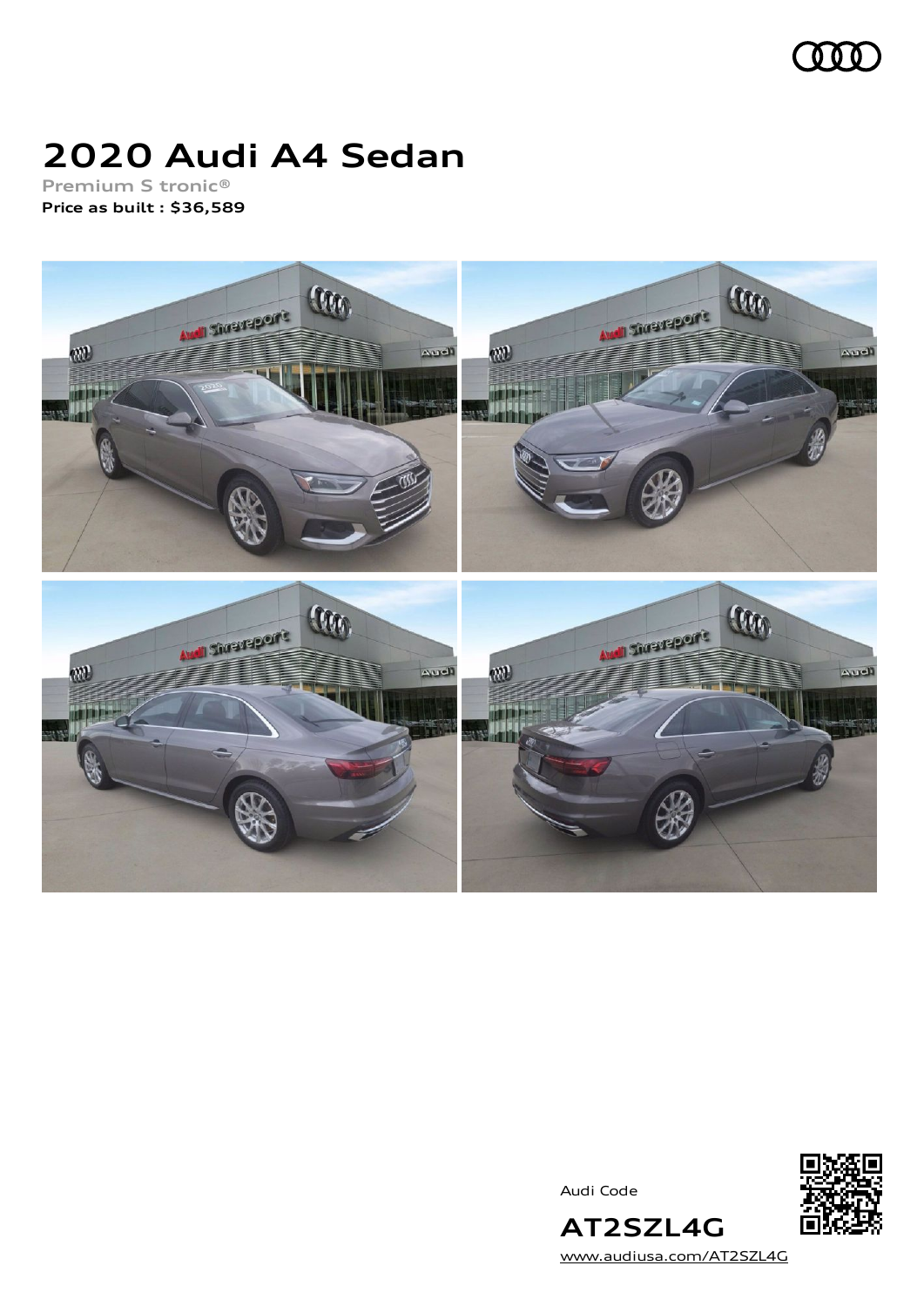# 2020 Audi A4 Sedan

Premium S tronic®

**Price as built : $36,589**

Audi Code

**AT2SZL4G**

www.audiusa.com/AT2SZL4G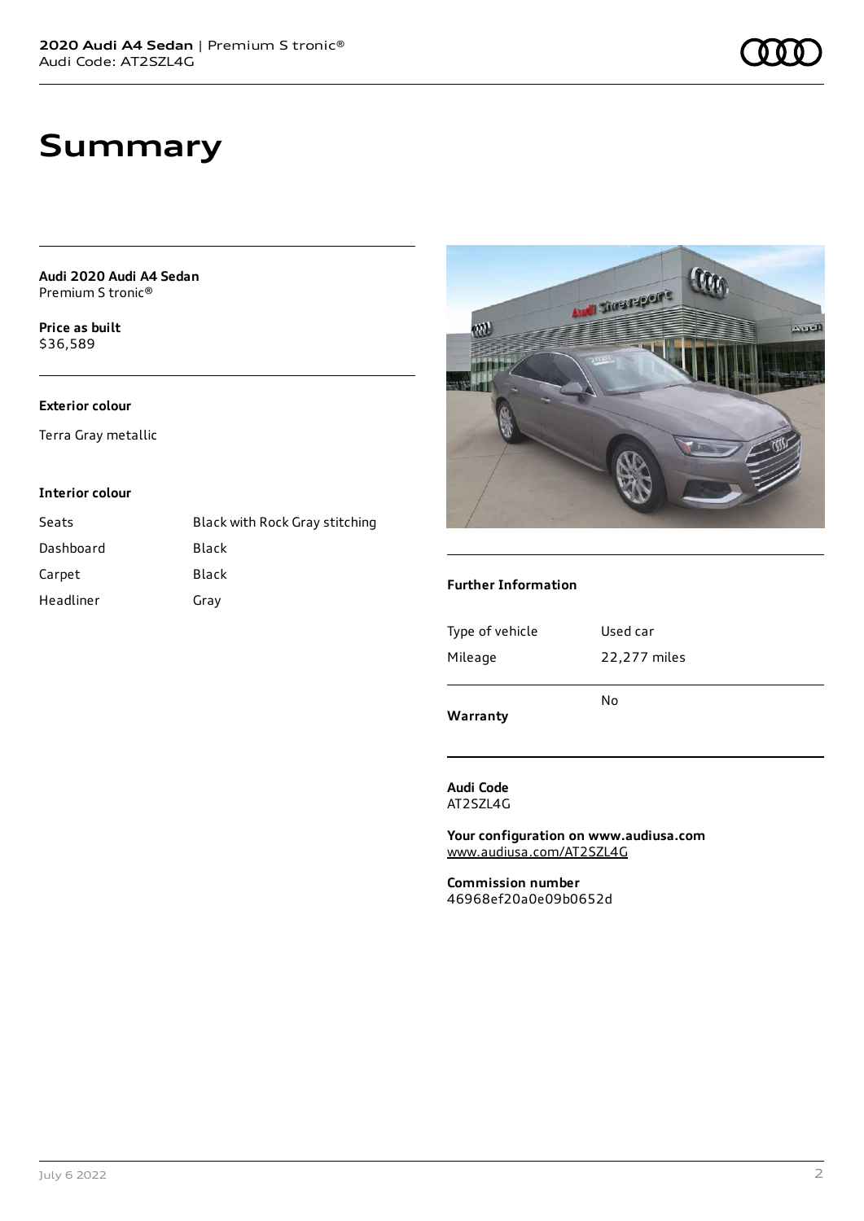# Summary

**Audi 2020 Audi A4 Sedan**
Premium S tronic®

**Price as built**
$36,589

**Exterior colour**

Terra Gray metallic

**Interior colour**

| | |
|---|---|
| Seats | Black with Rock Gray stitching |
| Dashboard | Black |
| Carpet | Black |
| Headliner | Gray |

**Further Information**

| | |
|---|---|
| Type of vehicle | Used car |
| Mileage | 22,277 miles |
| **Warranty** | No |

**Audi Code**
AT2SZL4G

**Your configuration on www.audiusa.com**
www.audiusa.com/AT2SZL4G

**Commission number**
46968ef20a0e09b0652d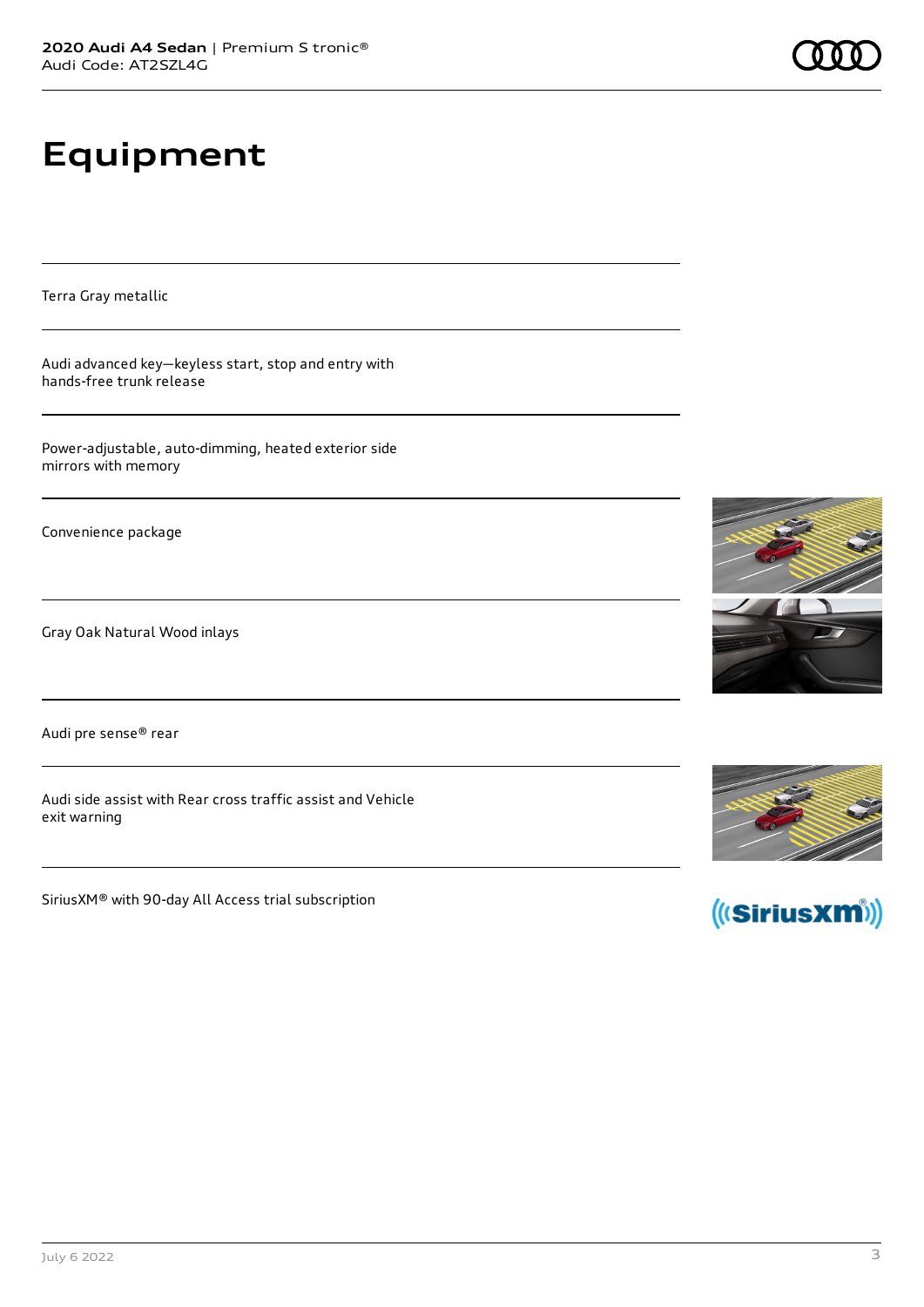# Equipment

Terra Gray metallic

Audi advanced key—keyless start, stop and entry with hands-free trunk release

Power-adjustable, auto-dimming, heated exterior side mirrors with memory

Convenience package

Gray Oak Natural Wood inlays

Audi pre sense® rear

Audi side assist with Rear cross traffic assist and Vehicle exit warning

SiriusXM® with 90-day All Access trial subscription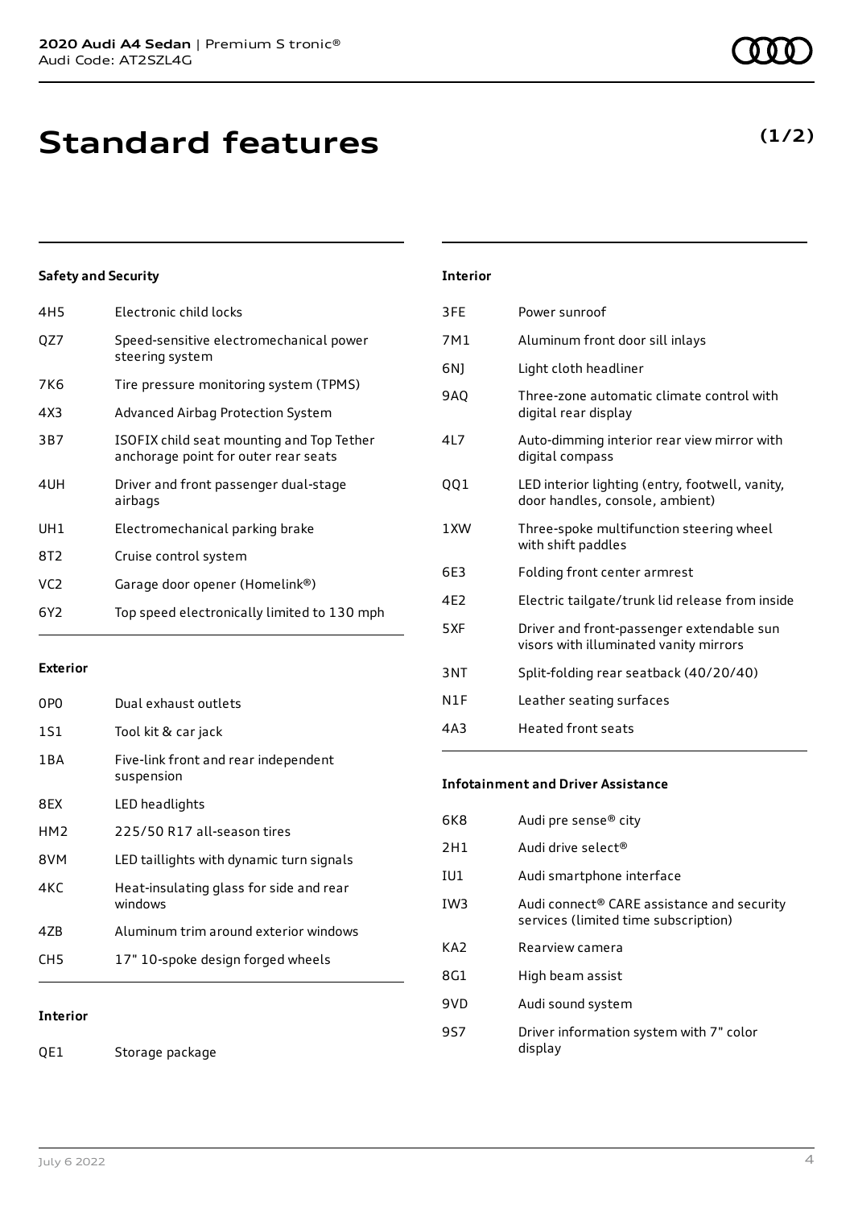# Standard features

**(1/2)**

### Safety and Security

| | |
|---|---|
| 4H5 | Electronic child locks |
| QZ7 | Speed-sensitive electromechanical power steering system |
| 7K6 | Tire pressure monitoring system (TPMS) |
| 4X3 | Advanced Airbag Protection System |
| 3B7 | ISOFIX child seat mounting and Top Tether anchorage point for outer rear seats |
| 4UH | Driver and front passenger dual-stage airbags |
| UH1 | Electromechanical parking brake |
| 8T2 | Cruise control system |
| VC2 | Garage door opener (Homelink®) |
| 6Y2 | Top speed electronically limited to 130 mph |

### Exterior

| | |
|---|---|
| 0P0 | Dual exhaust outlets |
| 1S1 | Tool kit & car jack |
| 1BA | Five-link front and rear independent suspension |
| 8EX | LED headlights |
| HM2 | 225/50 R17 all-season tires |
| 8VM | LED taillights with dynamic turn signals |
| 4KC | Heat-insulating glass for side and rear windows |
| 4ZB | Aluminum trim around exterior windows |
| CH5 | 17" 10-spoke design forged wheels |

### Interior

| | |
|---|---|
| QE1 | Storage package |
| 3FE | Power sunroof |
| 7M1 | Aluminum front door sill inlays |
| 6NJ | Light cloth headliner |
| 9AQ | Three-zone automatic climate control with digital rear display |
| 4L7 | Auto-dimming interior rear view mirror with digital compass |
| QQ1 | LED interior lighting (entry, footwell, vanity, door handles, console, ambient) |
| 1XW | Three-spoke multifunction steering wheel with shift paddles |
| 6E3 | Folding front center armrest |
| 4E2 | Electric tailgate/trunk lid release from inside |
| 5XF | Driver and front-passenger extendable sun visors with illuminated vanity mirrors |
| 3NT | Split-folding rear seatback (40/20/40) |
| N1F | Leather seating surfaces |
| 4A3 | Heated front seats |

### Infotainment and Driver Assistance

| | |
|---|---|
| 6K8 | Audi pre sense® city |
| 2H1 | Audi drive select® |
| IU1 | Audi smartphone interface |
| IW3 | Audi connect® CARE assistance and security services (limited time subscription) |
| KA2 | Rearview camera |
| 8G1 | High beam assist |
| 9VD | Audi sound system |
| 9S7 | Driver information system with 7" color display |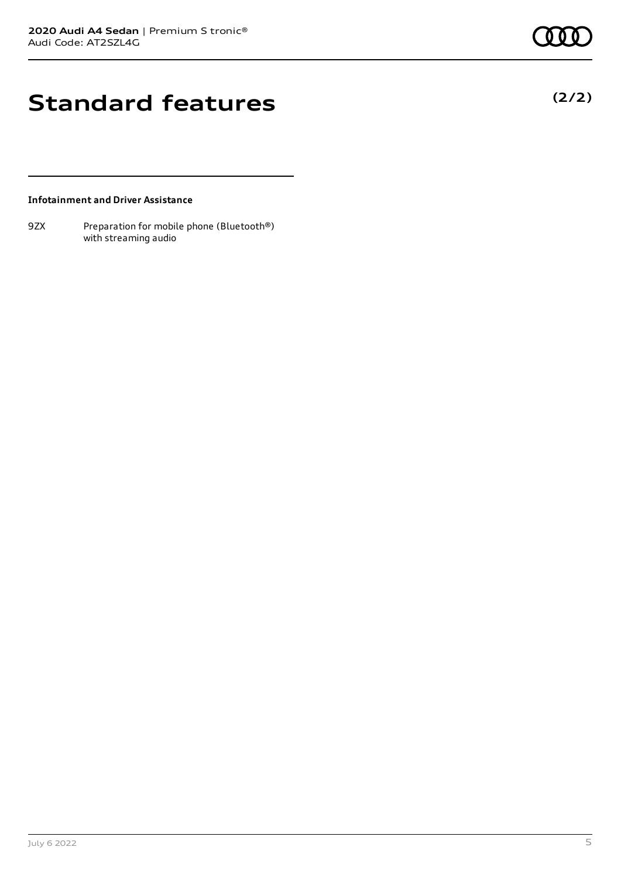# Standard features

**(2/2)**

**Infotainment and Driver Assistance**

| | |
|---|---|
| 9ZX | Preparation for mobile phone (Bluetooth®) with streaming audio |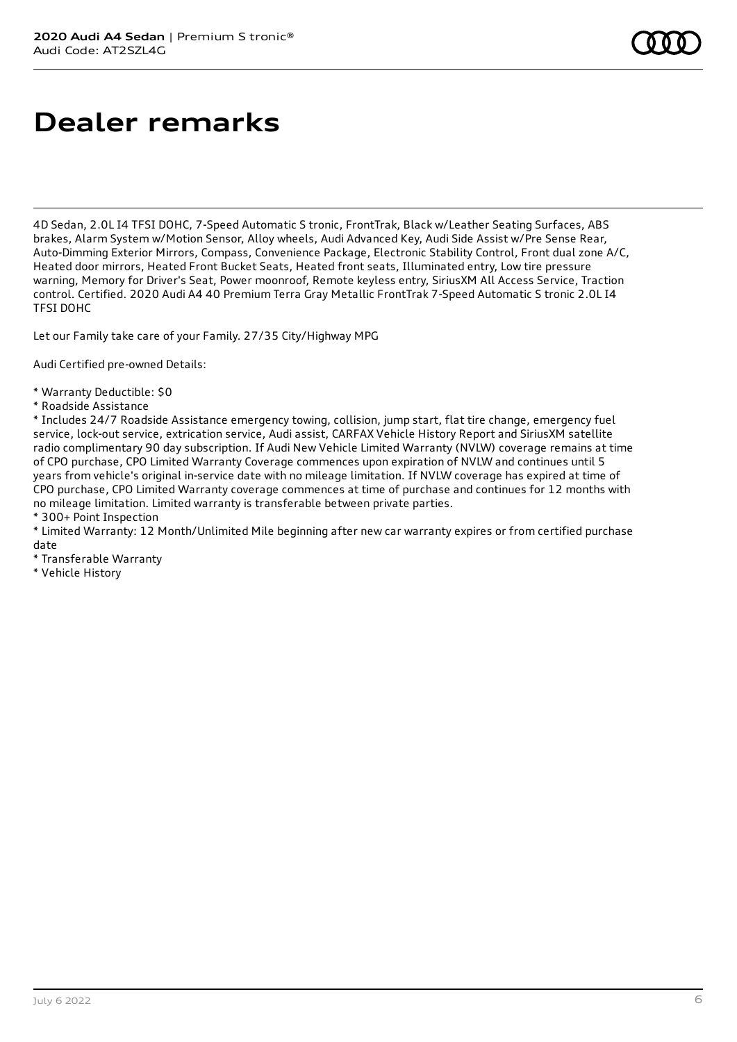# Dealer remarks

4D Sedan, 2.0L I4 TFSI DOHC, 7-Speed Automatic S tronic, FrontTrak, Black w/Leather Seating Surfaces, ABS brakes, Alarm System w/Motion Sensor, Alloy wheels, Audi Advanced Key, Audi Side Assist w/Pre Sense Rear, Auto-Dimming Exterior Mirrors, Compass, Convenience Package, Electronic Stability Control, Front dual zone A/C, Heated door mirrors, Heated Front Bucket Seats, Heated front seats, Illuminated entry, Low tire pressure warning, Memory for Driver's Seat, Power moonroof, Remote keyless entry, SiriusXM All Access Service, Traction control. Certified. 2020 Audi A4 40 Premium Terra Gray Metallic FrontTrak 7-Speed Automatic S tronic 2.0L I4 TFSI DOHC

Let our Family take care of your Family. 27/35 City/Highway MPG

Audi Certified pre-owned Details:

* Warranty Deductible: $0
* Roadside Assistance
* Includes 24/7 Roadside Assistance emergency towing, collision, jump start, flat tire change, emergency fuel service, lock-out service, extrication service, Audi assist, CARFAX Vehicle History Report and SiriusXM satellite radio complimentary 90 day subscription. If Audi New Vehicle Limited Warranty (NVLW) coverage remains at time of CPO purchase, CPO Limited Warranty Coverage commences upon expiration of NVLW and continues until 5 years from vehicle's original in-service date with no mileage limitation. If NVLW coverage has expired at time of CPO purchase, CPO Limited Warranty coverage commences at time of purchase and continues for 12 months with no mileage limitation. Limited warranty is transferable between private parties.
* 300+ Point Inspection
* Limited Warranty: 12 Month/Unlimited Mile beginning after new car warranty expires or from certified purchase date
* Transferable Warranty
* Vehicle History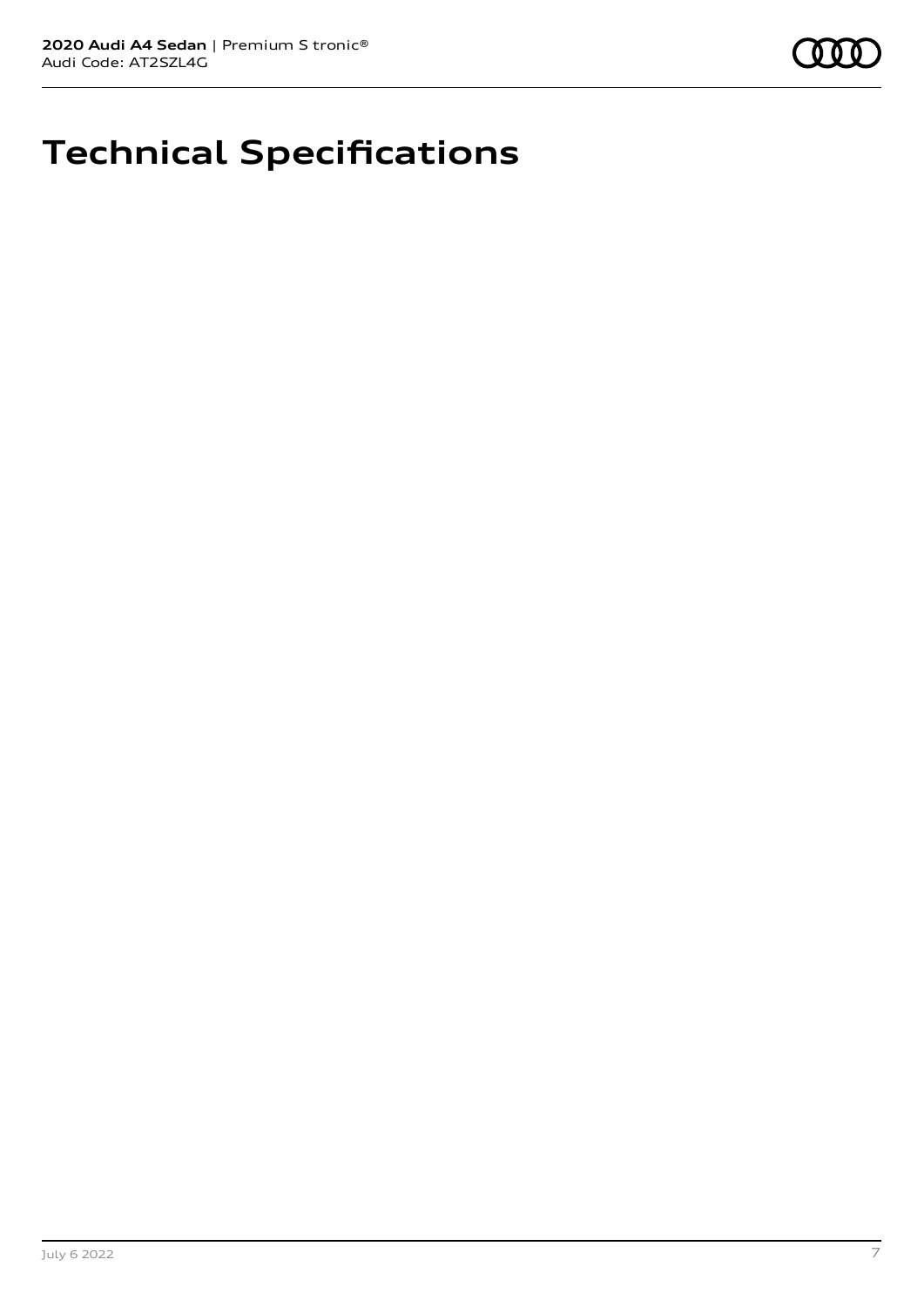# Technical Specifications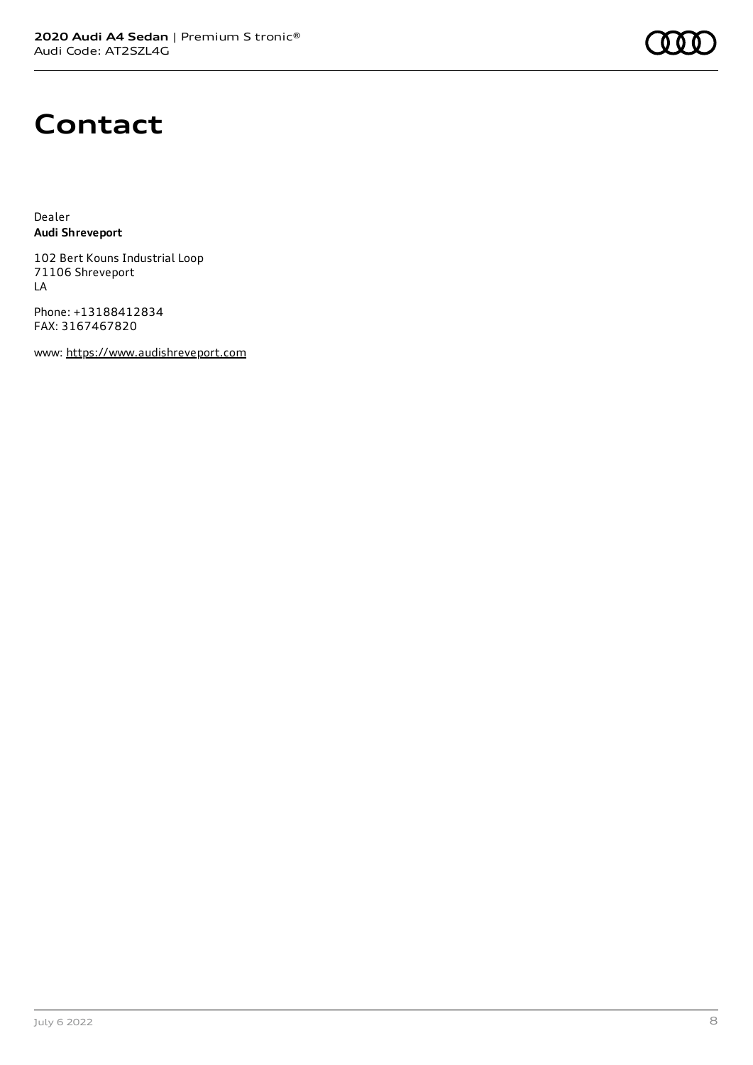# Contact

Dealer
**Audi Shreveport**

102 Bert Kouns Industrial Loop
71106 Shreveport
LA

Phone: +13188412834
FAX: 3167467820

www: https://www.audishreveport.com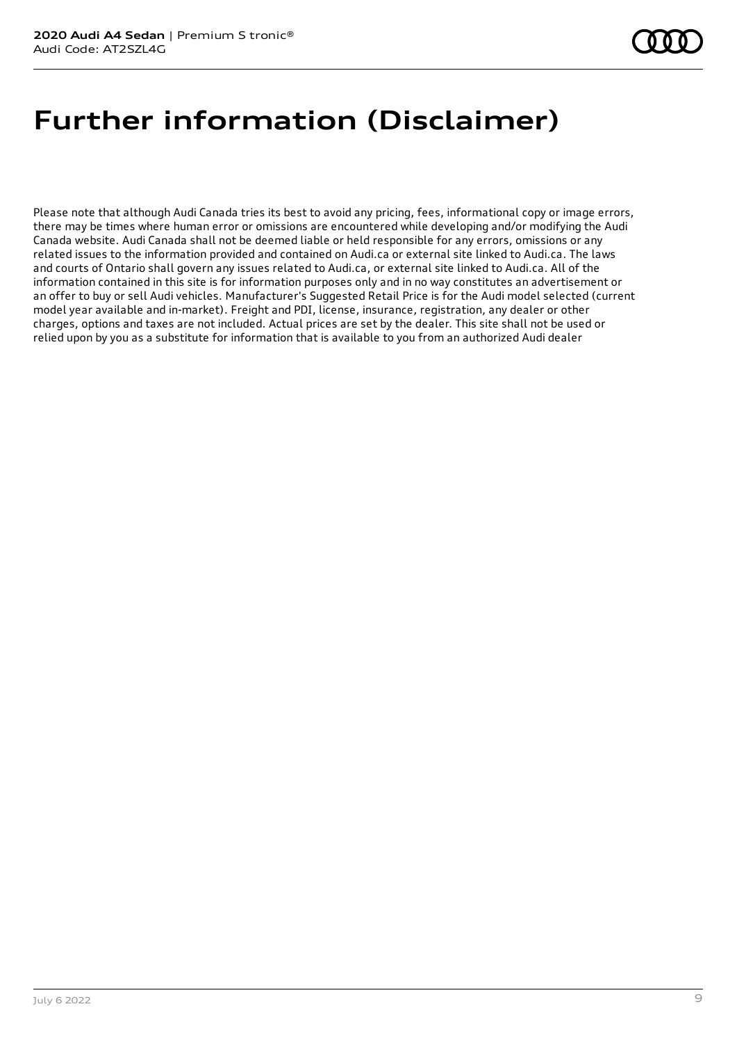# Further information (Disclaimer)

Please note that although Audi Canada tries its best to avoid any pricing, fees, informational copy or image errors, there may be times where human error or omissions are encountered while developing and/or modifying the Audi Canada website. Audi Canada shall not be deemed liable or held responsible for any errors, omissions or any related issues to the information provided and contained on Audi.ca or external site linked to Audi.ca. The laws and courts of Ontario shall govern any issues related to Audi.ca, or external site linked to Audi.ca. All of the information contained in this site is for information purposes only and in no way constitutes an advertisement or an offer to buy or sell Audi vehicles. Manufacturer's Suggested Retail Price is for the Audi model selected (current model year available and in-market). Freight and PDI, license, insurance, registration, any dealer or other charges, options and taxes are not included. Actual prices are set by the dealer. This site shall not be used or relied upon by you as a substitute for information that is available to you from an authorized Audi dealer